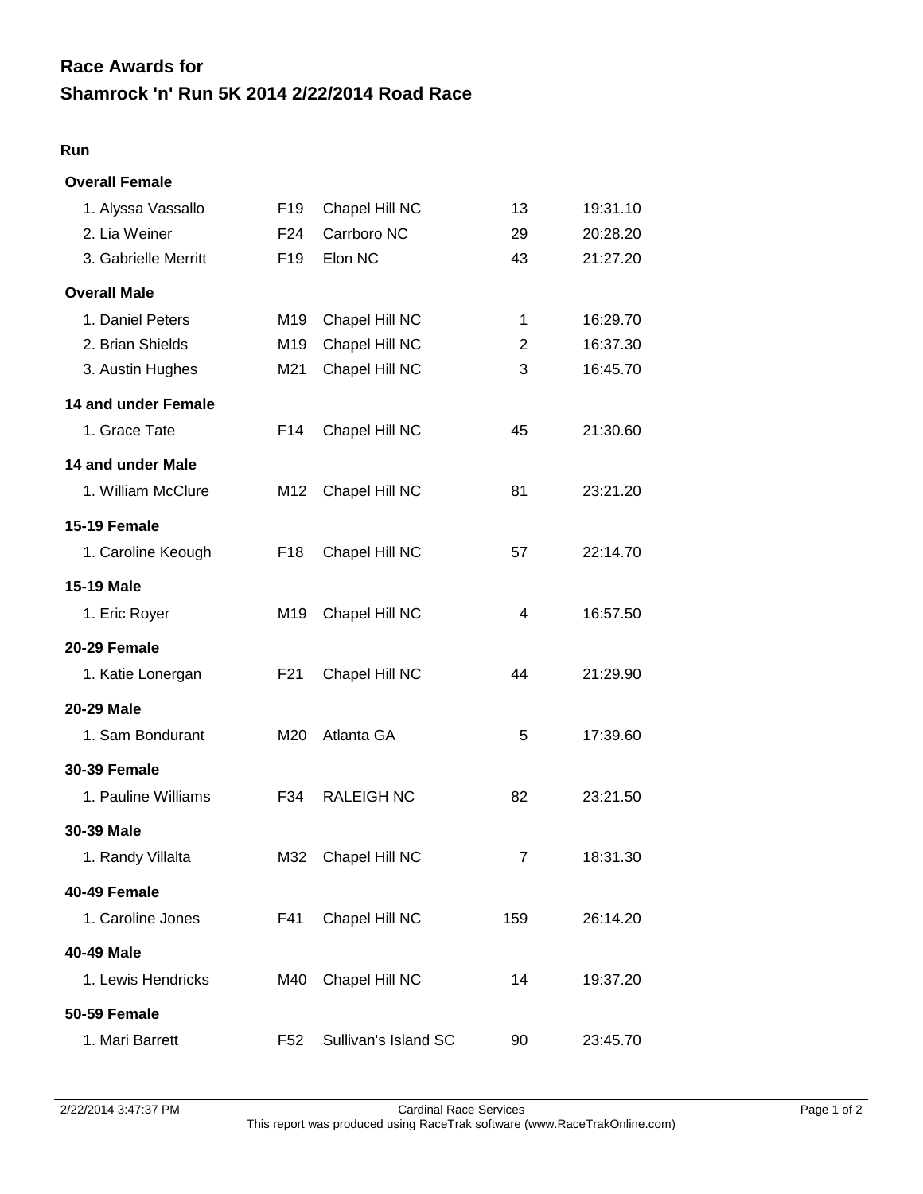# Race Awards for
# Shamrock 'n' Run 5K 2014 2/22/2014 Road Race

## Run

### Overall Female

| | | | | |
|---|---|---|---|---|
| 1. Alyssa Vassallo | F19 | Chapel Hill NC | 13 | 19:31.10 |
| 2. Lia Weiner | F24 | Carrboro NC | 29 | 20:28.20 |
| 3. Gabrielle Merritt | F19 | Elon NC | 43 | 21:27.20 |

### Overall Male

| | | | | |
|---|---|---|---|---|
| 1. Daniel Peters | M19 | Chapel Hill NC | 1 | 16:29.70 |
| 2. Brian Shields | M19 | Chapel Hill NC | 2 | 16:37.30 |
| 3. Austin Hughes | M21 | Chapel Hill NC | 3 | 16:45.70 |

### 14 and under Female

| | | | | |
|---|---|---|---|---|
| 1. Grace Tate | F14 | Chapel Hill NC | 45 | 21:30.60 |

### 14 and under Male

| | | | | |
|---|---|---|---|---|
| 1. William McClure | M12 | Chapel Hill NC | 81 | 23:21.20 |

### 15-19 Female

| | | | | |
|---|---|---|---|---|
| 1. Caroline Keough | F18 | Chapel Hill NC | 57 | 22:14.70 |

### 15-19 Male

| | | | | |
|---|---|---|---|---|
| 1. Eric Royer | M19 | Chapel Hill NC | 4 | 16:57.50 |

### 20-29 Female

| | | | | |
|---|---|---|---|---|
| 1. Katie Lonergan | F21 | Chapel Hill NC | 44 | 21:29.90 |

### 20-29 Male

| | | | | |
|---|---|---|---|---|
| 1. Sam Bondurant | M20 | Atlanta GA | 5 | 17:39.60 |

### 30-39 Female

| | | | | |
|---|---|---|---|---|
| 1. Pauline Williams | F34 | RALEIGH NC | 82 | 23:21.50 |

### 30-39 Male

| | | | | |
|---|---|---|---|---|
| 1. Randy Villalta | M32 | Chapel Hill NC | 7 | 18:31.30 |

### 40-49 Female

| | | | | |
|---|---|---|---|---|
| 1. Caroline Jones | F41 | Chapel Hill NC | 159 | 26:14.20 |

### 40-49 Male

| | | | | |
|---|---|---|---|---|
| 1. Lewis Hendricks | M40 | Chapel Hill NC | 14 | 19:37.20 |

### 50-59 Female

| | | | | |
|---|---|---|---|---|
| 1. Mari Barrett | F52 | Sullivan's Island SC | 90 | 23:45.70 |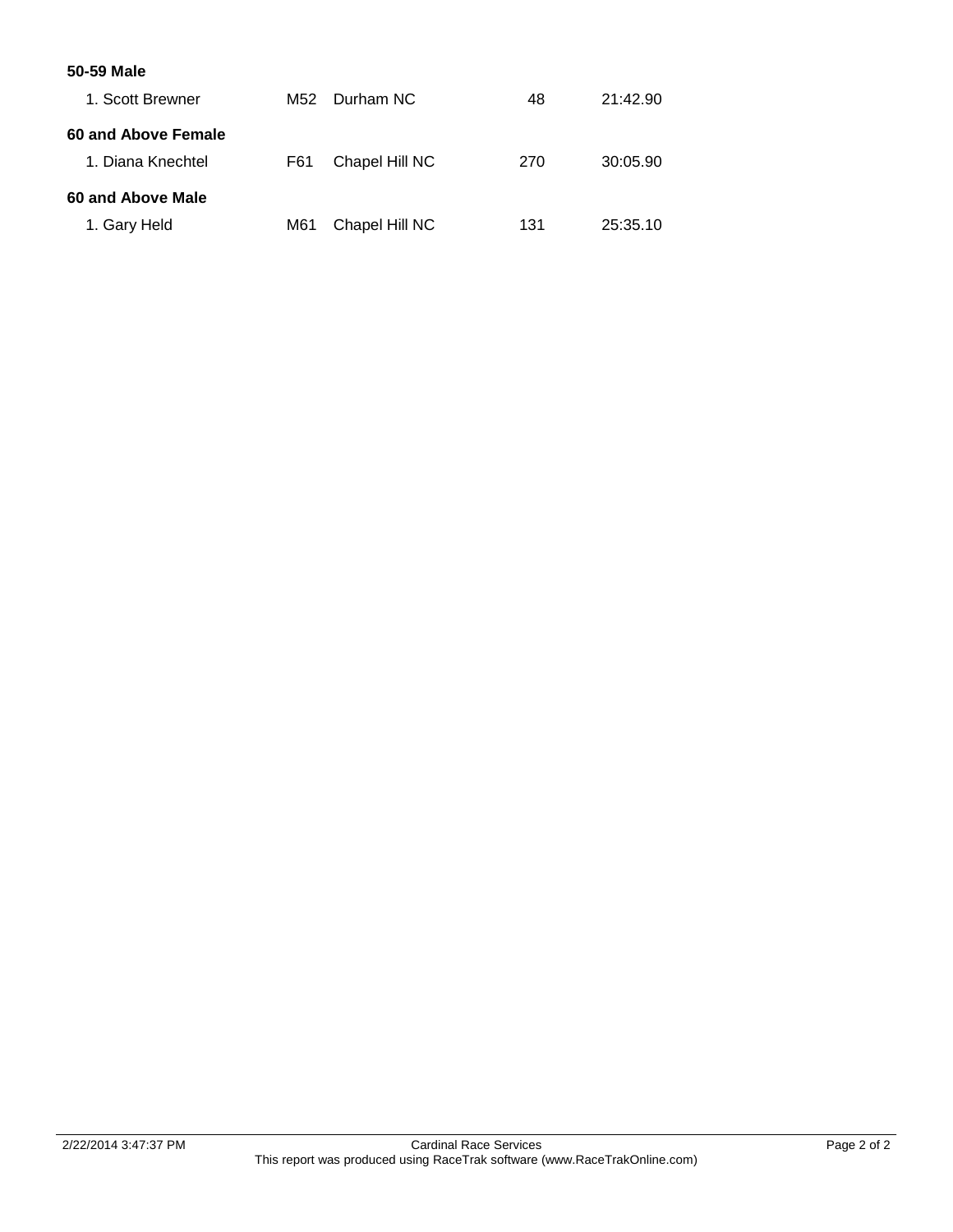**50-59 Male**

| | | | | |
|---|---|---|---|---|
| 1. Scott Brewner | M52 | Durham NC | 48 | 21:42.90 |

**60 and Above Female**

| | | | | |
|---|---|---|---|---|
| 1. Diana Knechtel | F61 | Chapel Hill NC | 270 | 30:05.90 |

**60 and Above Male**

| | | | | |
|---|---|---|---|---|
| 1. Gary Held | M61 | Chapel Hill NC | 131 | 25:35.10 |